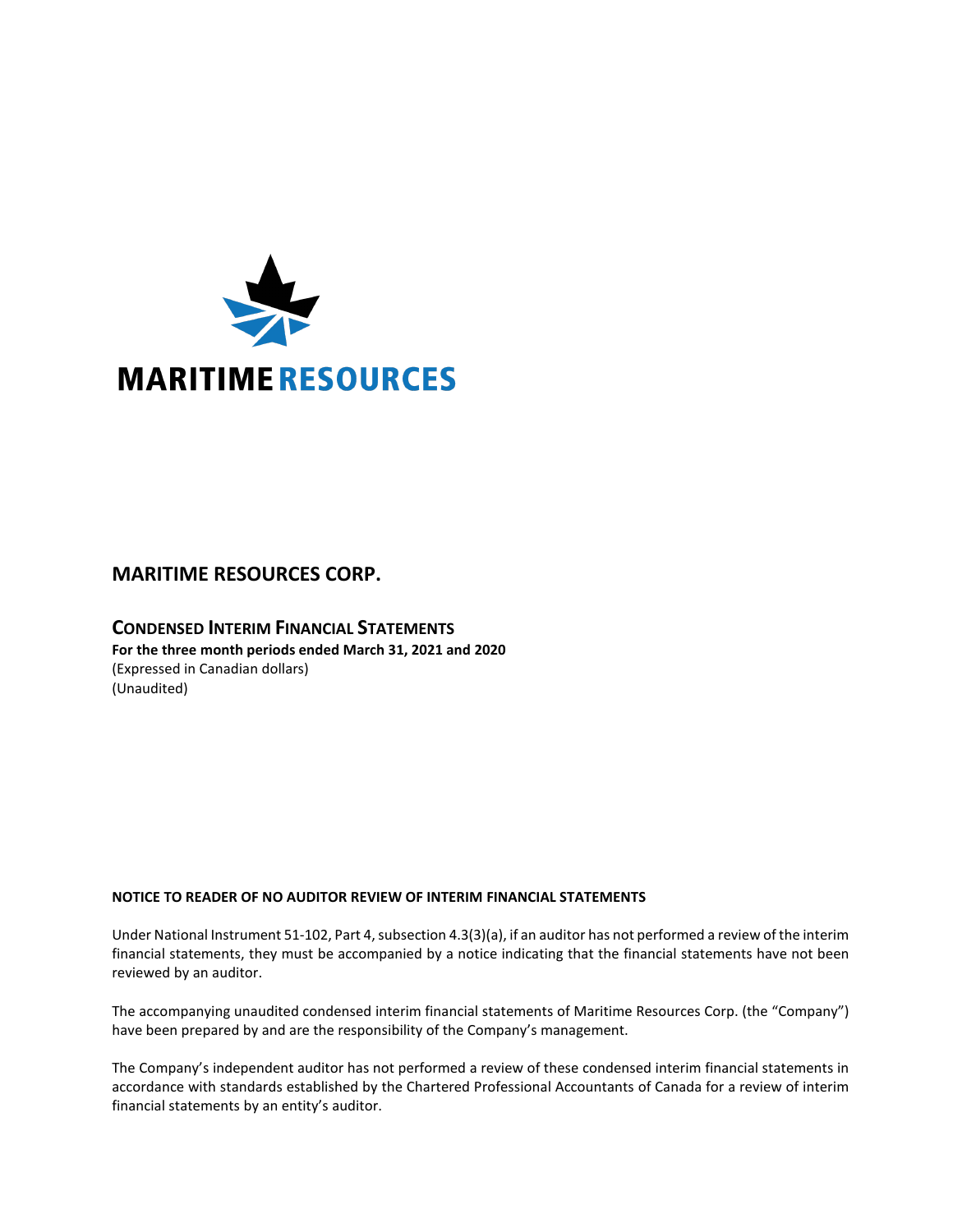MARITIME RESOURCES

# MARITIME RESOURCES CORP.

## CONDENSED INTERIM FINANCIAL STATEMENTS

**For the three month periods ended March 31, 2021 and 2020**

(Expressed in Canadian dollars)

(Unaudited)

**NOTICE TO READER OF NO AUDITOR REVIEW OF INTERIM FINANCIAL STATEMENTS**

Under National Instrument 51-102, Part 4, subsection 4.3(3)(a), if an auditor has not performed a review of the interim financial statements, they must be accompanied by a notice indicating that the financial statements have not been reviewed by an auditor.

The accompanying unaudited condensed interim financial statements of Maritime Resources Corp. (the "Company") have been prepared by and are the responsibility of the Company's management.

The Company's independent auditor has not performed a review of these condensed interim financial statements in accordance with standards established by the Chartered Professional Accountants of Canada for a review of interim financial statements by an entity's auditor.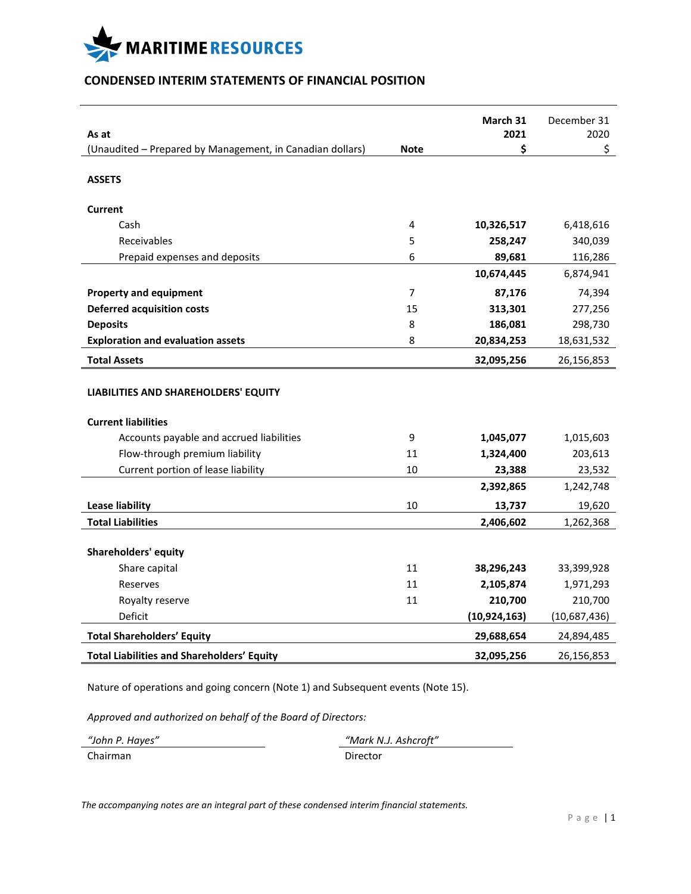**MARITIME RESOURCES**

## CONDENSED INTERIM STATEMENTS OF FINANCIAL POSITION

| As at<br>(Unaudited – Prepared by Management, in Canadian dollars) | Note | March 31<br>2021<br>$ | December 31<br>2020<br>$ |
|---|---|---|---|
| **ASSETS** | | | |
| **Current** | | | |
| Cash | 4 | **10,326,517** | 6,418,616 |
| Receivables | 5 | **258,247** | 340,039 |
| Prepaid expenses and deposits | 6 | **89,681** | 116,286 |
| | | **10,674,445** | 6,874,941 |
| **Property and equipment** | 7 | **87,176** | 74,394 |
| **Deferred acquisition costs** | 15 | **313,301** | 277,256 |
| **Deposits** | 8 | **186,081** | 298,730 |
| **Exploration and evaluation assets** | 8 | **20,834,253** | 18,631,532 |
| **Total Assets** | | **32,095,256** | 26,156,853 |
| **LIABILITIES AND SHAREHOLDERS' EQUITY** | | | |
| **Current liabilities** | | | |
| Accounts payable and accrued liabilities | 9 | **1,045,077** | 1,015,603 |
| Flow-through premium liability | 11 | **1,324,400** | 203,613 |
| Current portion of lease liability | 10 | **23,388** | 23,532 |
| | | **2,392,865** | 1,242,748 |
| **Lease liability** | 10 | **13,737** | 19,620 |
| **Total Liabilities** | | **2,406,602** | 1,262,368 |
| **Shareholders' equity** | | | |
| Share capital | 11 | **38,296,243** | 33,399,928 |
| Reserves | 11 | **2,105,874** | 1,971,293 |
| Royalty reserve | 11 | **210,700** | 210,700 |
| Deficit | | **(10,924,163)** | (10,687,436) |
| **Total Shareholders' Equity** | | **29,688,654** | 24,894,485 |
| **Total Liabilities and Shareholders' Equity** | | **32,095,256** | 26,156,853 |

Nature of operations and going concern (Note 1) and Subsequent events (Note 15).

*Approved and authorized on behalf of the Board of Directors:*

| *"John P. Hayes"* | *"Mark N.J. Ashcroft"* |
|---|---|
| Chairman | Director |

*The accompanying notes are an integral part of these condensed interim financial statements.*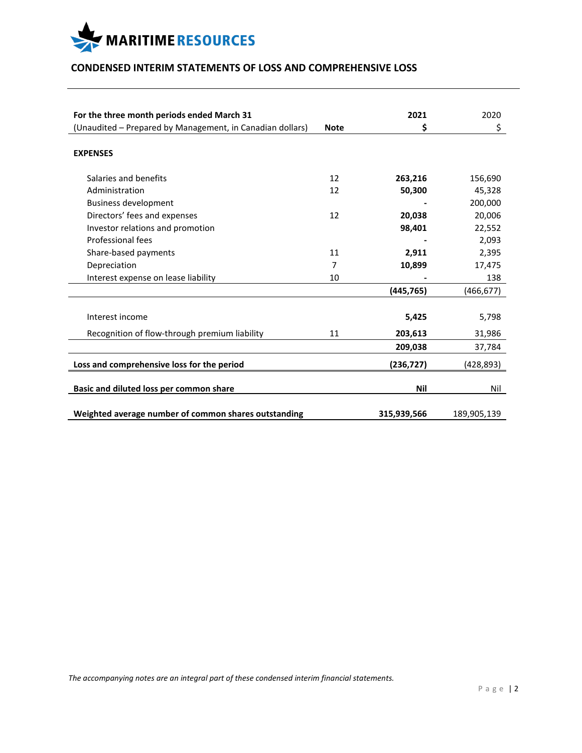MARITIME RESOURCES

## CONDENSED INTERIM STATEMENTS OF LOSS AND COMPREHENSIVE LOSS

| For the three month periods ended March 31<br>(Unaudited – Prepared by Management, in Canadian dollars) | Note | 2021<br>$ | 2020<br>$ |
|---|---|---|---|
| **EXPENSES** | | | |
| Salaries and benefits | 12 | **263,216** | 156,690 |
| Administration | 12 | **50,300** | 45,328 |
| Business development | | **-** | 200,000 |
| Directors' fees and expenses | 12 | **20,038** | 20,006 |
| Investor relations and promotion | | **98,401** | 22,552 |
| Professional fees | | **-** | 2,093 |
| Share-based payments | 11 | **2,911** | 2,395 |
| Depreciation | 7 | **10,899** | 17,475 |
| Interest expense on lease liability | 10 | **-** | 138 |
| | | **(445,765)** | (466,677) |
| Interest income | | **5,425** | 5,798 |
| Recognition of flow-through premium liability | 11 | **203,613** | 31,986 |
| | | **209,038** | 37,784 |
| **Loss and comprehensive loss for the period** | | **(236,727)** | (428,893) |
| **Basic and diluted loss per common share** | | **Nil** | Nil |
| **Weighted average number of common shares outstanding** | | **315,939,566** | 189,905,139 |

*The accompanying notes are an integral part of these condensed interim financial statements.*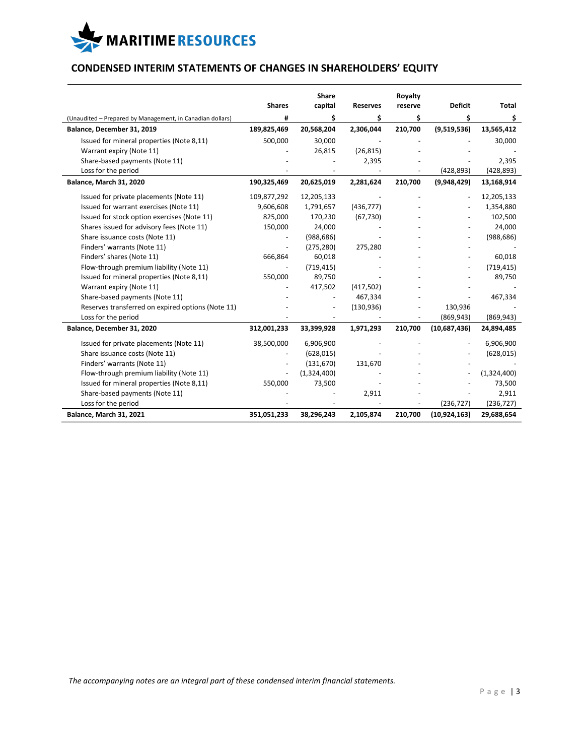## CONDENSED INTERIM STATEMENTS OF CHANGES IN SHAREHOLDERS' EQUITY

| (Unaudited – Prepared by Management, in Canadian dollars) | Shares # | Share capital $ | Reserves $ | Royalty reserve $ | Deficit $ | Total $ |
|---|---|---|---|---|---|---|
| **Balance, December 31, 2019** | **189,825,469** | **20,568,204** | **2,306,044** | **210,700** | **(9,519,536)** | **13,565,412** |
| Issued for mineral properties (Note 8,11) | 500,000 | 30,000 | - | - | - | 30,000 |
| Warrant expiry (Note 11) | - | 26,815 | (26,815) | - | - | - |
| Share-based payments (Note 11) | - | - | 2,395 | - | - | 2,395 |
| Loss for the period | - | - | - | - | (428,893) | (428,893) |
| **Balance, March 31, 2020** | **190,325,469** | **20,625,019** | **2,281,624** | **210,700** | **(9,948,429)** | **13,168,914** |
| Issued for private placements (Note 11) | 109,877,292 | 12,205,133 | - | - | - | 12,205,133 |
| Issued for warrant exercises (Note 11) | 9,606,608 | 1,791,657 | (436,777) | - | - | 1,354,880 |
| Issued for stock option exercises (Note 11) | 825,000 | 170,230 | (67,730) | - | - | 102,500 |
| Shares issued for advisory fees (Note 11) | 150,000 | 24,000 | - | - | - | 24,000 |
| Share issuance costs (Note 11) | - | (988,686) | - | - | - | (988,686) |
| Finders' warrants (Note 11) | - | (275,280) | 275,280 | - | - | - |
| Finders' shares (Note 11) | 666,864 | 60,018 | - | - | - | 60,018 |
| Flow-through premium liability (Note 11) | - | (719,415) | - | - | - | (719,415) |
| Issued for mineral properties (Note 8,11) | 550,000 | 89,750 | - | - | - | 89,750 |
| Warrant expiry (Note 11) | - | 417,502 | (417,502) | - | - | - |
| Share-based payments (Note 11) | - | - | 467,334 | - | - | 467,334 |
| Reserves transferred on expired options (Note 11) | - | - | (130,936) | - | 130,936 | - |
| Loss for the period | - | - | - | - | (869,943) | (869,943) |
| **Balance, December 31, 2020** | **312,001,233** | **33,399,928** | **1,971,293** | **210,700** | **(10,687,436)** | **24,894,485** |
| Issued for private placements (Note 11) | 38,500,000 | 6,906,900 | - | - | - | 6,906,900 |
| Share issuance costs (Note 11) | - | (628,015) | - | - | - | (628,015) |
| Finders' warrants (Note 11) | - | (131,670) | 131,670 | - | - | - |
| Flow-through premium liability (Note 11) | - | (1,324,400) | - | - | - | (1,324,400) |
| Issued for mineral properties (Note 8,11) | 550,000 | 73,500 | - | - | - | 73,500 |
| Share-based payments (Note 11) | - | - | 2,911 | - | - | 2,911 |
| Loss for the period | - | - | - | - | (236,727) | (236,727) |
| **Balance, March 31, 2021** | **351,051,233** | **38,296,243** | **2,105,874** | **210,700** | **(10,924,163)** | **29,688,654** |

*The accompanying notes are an integral part of these condensed interim financial statements.*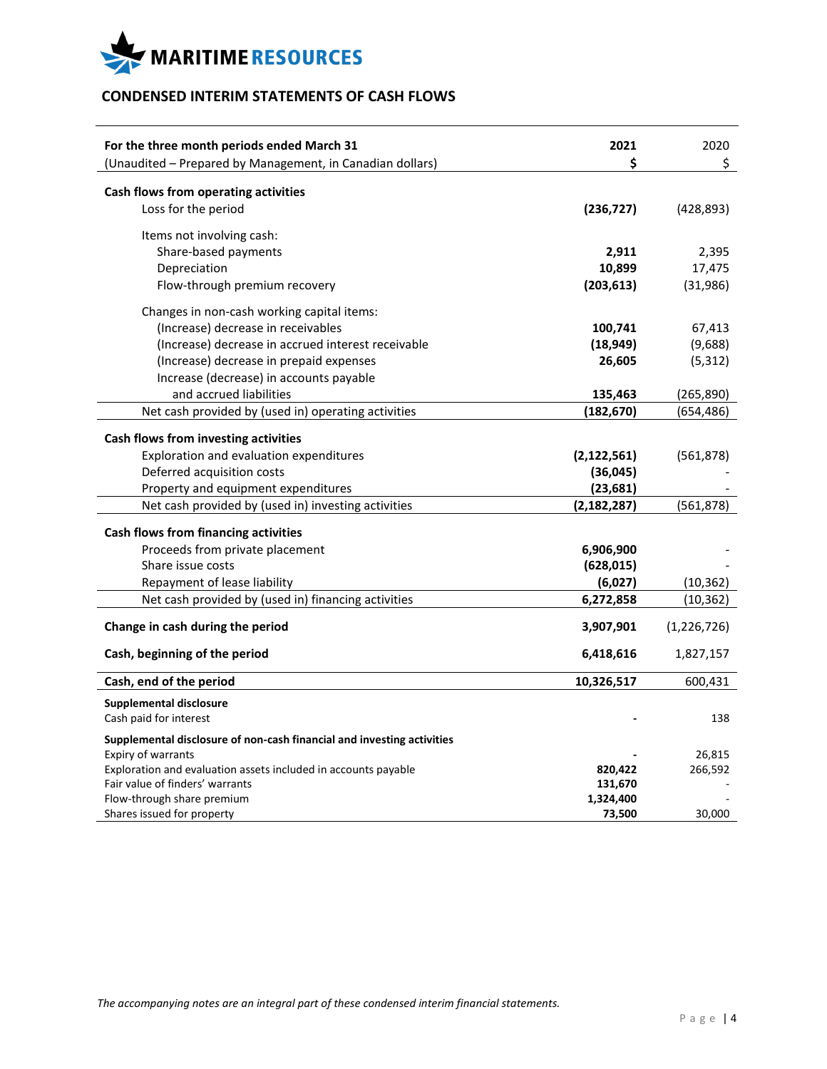# MARITIME RESOURCES

## CONDENSED INTERIM STATEMENTS OF CASH FLOWS

| For the three month periods ended March 31<br>(Unaudited – Prepared by Management, in Canadian dollars) | 2021<br>$ | 2020<br>$ |
|---|---|---|
| **Cash flows from operating activities** | | |
| Loss for the period | **(236,727)** | (428,893) |
| Items not involving cash: | | |
| Share-based payments | **2,911** | 2,395 |
| Depreciation | **10,899** | 17,475 |
| Flow-through premium recovery | **(203,613)** | (31,986) |
| Changes in non-cash working capital items: | | |
| (Increase) decrease in receivables | **100,741** | 67,413 |
| (Increase) decrease in accrued interest receivable | **(18,949)** | (9,688) |
| (Increase) decrease in prepaid expenses | **26,605** | (5,312) |
| Increase (decrease) in accounts payable and accrued liabilities | **135,463** | (265,890) |
| Net cash provided by (used in) operating activities | **(182,670)** | (654,486) |
| **Cash flows from investing activities** | | |
| Exploration and evaluation expenditures | **(2,122,561)** | (561,878) |
| Deferred acquisition costs | **(36,045)** | - |
| Property and equipment expenditures | **(23,681)** | - |
| Net cash provided by (used in) investing activities | **(2,182,287)** | (561,878) |
| **Cash flows from financing activities** | | |
| Proceeds from private placement | **6,906,900** | - |
| Share issue costs | **(628,015)** | - |
| Repayment of lease liability | **(6,027)** | (10,362) |
| Net cash provided by (used in) financing activities | **6,272,858** | (10,362) |
| **Change in cash during the period** | **3,907,901** | (1,226,726) |
| **Cash, beginning of the period** | **6,418,616** | 1,827,157 |
| **Cash, end of the period** | **10,326,517** | 600,431 |
| **Supplemental disclosure** | | |
| Cash paid for interest | **-** | 138 |
| **Supplemental disclosure of non-cash financial and investing activities** | | |
| Expiry of warrants | **-** | 26,815 |
| Exploration and evaluation assets included in accounts payable | **820,422** | 266,592 |
| Fair value of finders' warrants | **131,670** | - |
| Flow-through share premium | **1,324,400** | - |
| Shares issued for property | **73,500** | 30,000 |

*The accompanying notes are an integral part of these condensed interim financial statements.*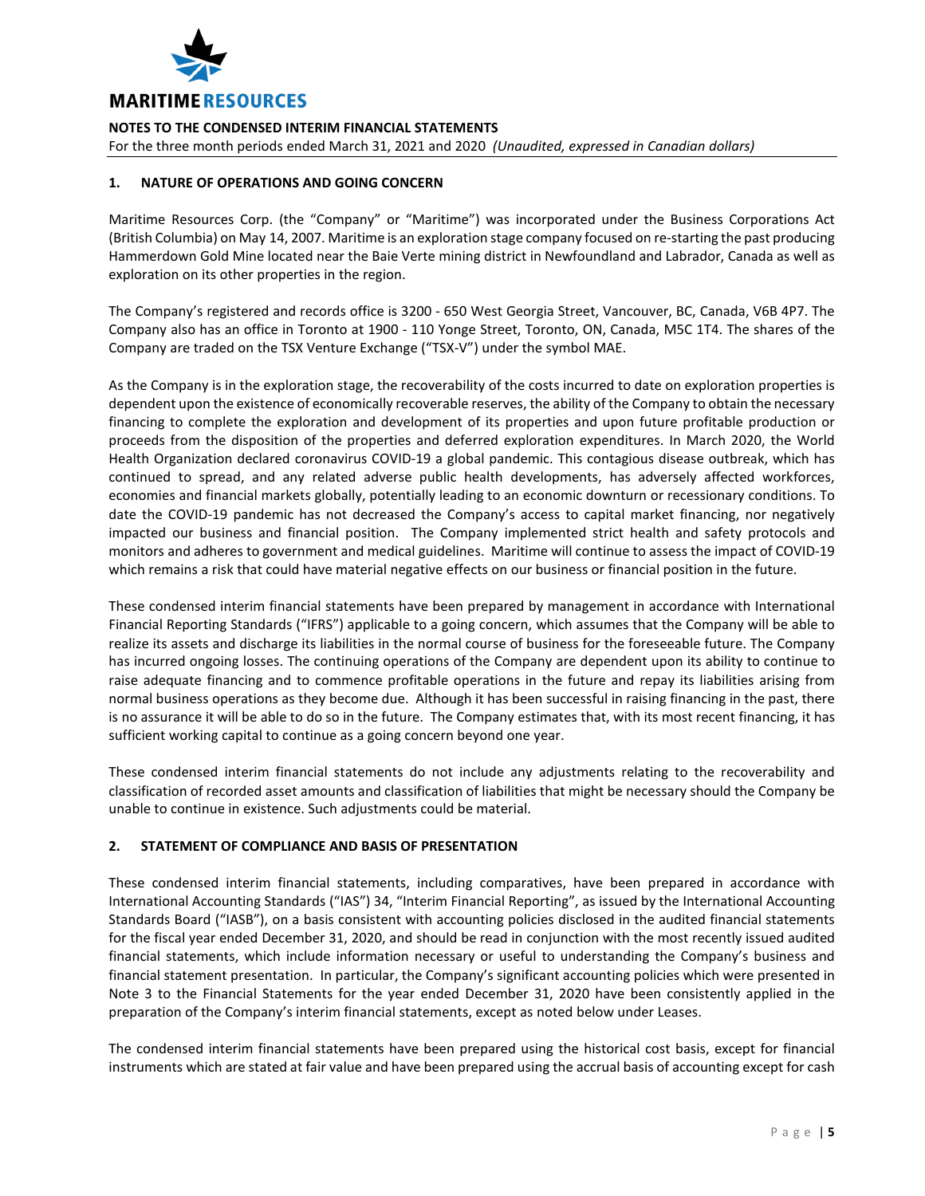**NOTES TO THE CONDENSED INTERIM FINANCIAL STATEMENTS**
For the three month periods ended March 31, 2021 and 2020 *(Unaudited, expressed in Canadian dollars)*

## 1. NATURE OF OPERATIONS AND GOING CONCERN

Maritime Resources Corp. (the "Company" or "Maritime") was incorporated under the Business Corporations Act (British Columbia) on May 14, 2007. Maritime is an exploration stage company focused on re-starting the past producing Hammerdown Gold Mine located near the Baie Verte mining district in Newfoundland and Labrador, Canada as well as exploration on its other properties in the region.

The Company's registered and records office is 3200 - 650 West Georgia Street, Vancouver, BC, Canada, V6B 4P7. The Company also has an office in Toronto at 1900 - 110 Yonge Street, Toronto, ON, Canada, M5C 1T4. The shares of the Company are traded on the TSX Venture Exchange ("TSX-V") under the symbol MAE.

As the Company is in the exploration stage, the recoverability of the costs incurred to date on exploration properties is dependent upon the existence of economically recoverable reserves, the ability of the Company to obtain the necessary financing to complete the exploration and development of its properties and upon future profitable production or proceeds from the disposition of the properties and deferred exploration expenditures. In March 2020, the World Health Organization declared coronavirus COVID-19 a global pandemic. This contagious disease outbreak, which has continued to spread, and any related adverse public health developments, has adversely affected workforces, economies and financial markets globally, potentially leading to an economic downturn or recessionary conditions. To date the COVID-19 pandemic has not decreased the Company's access to capital market financing, nor negatively impacted our business and financial position. The Company implemented strict health and safety protocols and monitors and adheres to government and medical guidelines. Maritime will continue to assess the impact of COVID-19 which remains a risk that could have material negative effects on our business or financial position in the future.

These condensed interim financial statements have been prepared by management in accordance with International Financial Reporting Standards ("IFRS") applicable to a going concern, which assumes that the Company will be able to realize its assets and discharge its liabilities in the normal course of business for the foreseeable future. The Company has incurred ongoing losses. The continuing operations of the Company are dependent upon its ability to continue to raise adequate financing and to commence profitable operations in the future and repay its liabilities arising from normal business operations as they become due. Although it has been successful in raising financing in the past, there is no assurance it will be able to do so in the future. The Company estimates that, with its most recent financing, it has sufficient working capital to continue as a going concern beyond one year.

These condensed interim financial statements do not include any adjustments relating to the recoverability and classification of recorded asset amounts and classification of liabilities that might be necessary should the Company be unable to continue in existence. Such adjustments could be material.

## 2. STATEMENT OF COMPLIANCE AND BASIS OF PRESENTATION

These condensed interim financial statements, including comparatives, have been prepared in accordance with International Accounting Standards ("IAS") 34, "Interim Financial Reporting", as issued by the International Accounting Standards Board ("IASB"), on a basis consistent with accounting policies disclosed in the audited financial statements for the fiscal year ended December 31, 2020, and should be read in conjunction with the most recently issued audited financial statements, which include information necessary or useful to understanding the Company's business and financial statement presentation. In particular, the Company's significant accounting policies which were presented in Note 3 to the Financial Statements for the year ended December 31, 2020 have been consistently applied in the preparation of the Company's interim financial statements, except as noted below under Leases.

The condensed interim financial statements have been prepared using the historical cost basis, except for financial instruments which are stated at fair value and have been prepared using the accrual basis of accounting except for cash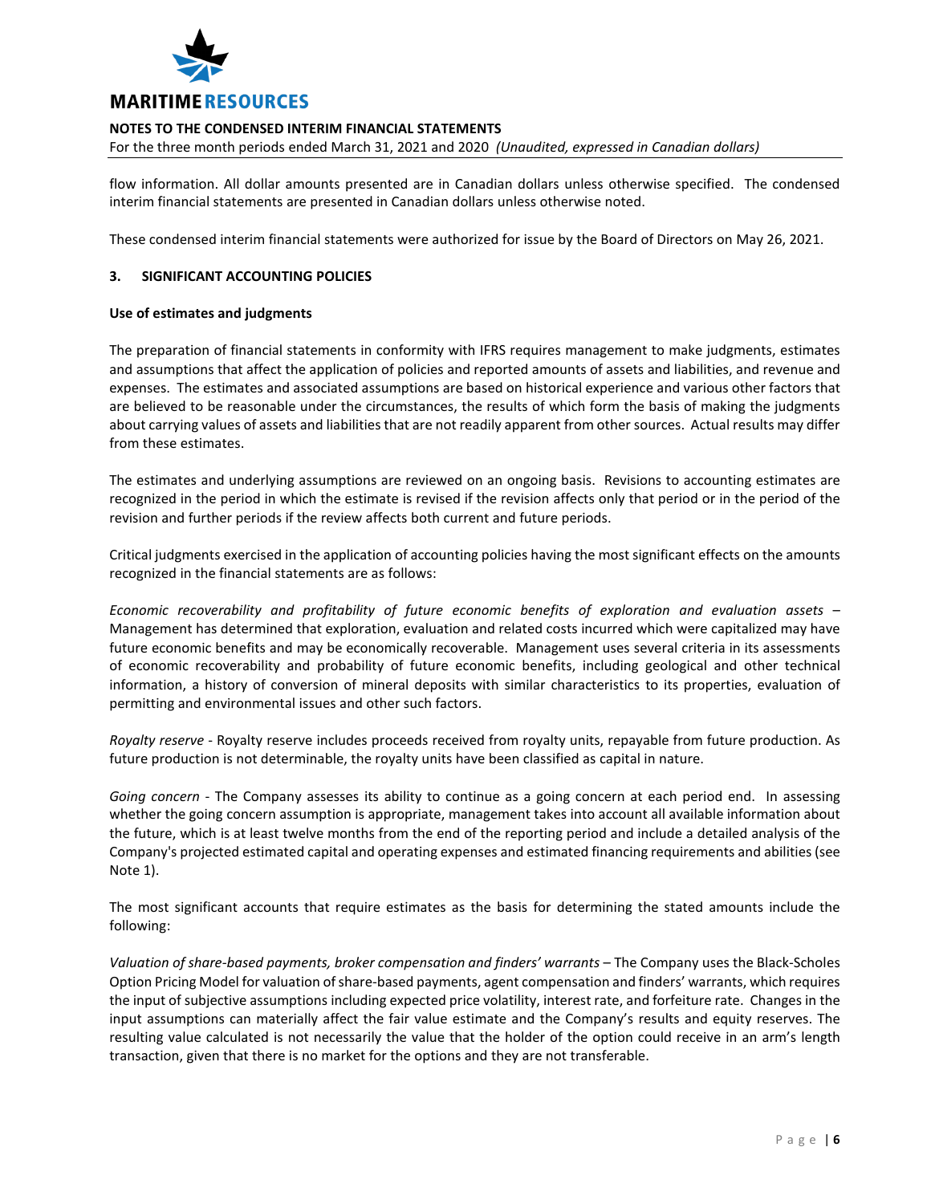flow information. All dollar amounts presented are in Canadian dollars unless otherwise specified. The condensed interim financial statements are presented in Canadian dollars unless otherwise noted.

These condensed interim financial statements were authorized for issue by the Board of Directors on May 26, 2021.

## 3. SIGNIFICANT ACCOUNTING POLICIES

**Use of estimates and judgments**

The preparation of financial statements in conformity with IFRS requires management to make judgments, estimates and assumptions that affect the application of policies and reported amounts of assets and liabilities, and revenue and expenses. The estimates and associated assumptions are based on historical experience and various other factors that are believed to be reasonable under the circumstances, the results of which form the basis of making the judgments about carrying values of assets and liabilities that are not readily apparent from other sources. Actual results may differ from these estimates.

The estimates and underlying assumptions are reviewed on an ongoing basis. Revisions to accounting estimates are recognized in the period in which the estimate is revised if the revision affects only that period or in the period of the revision and further periods if the review affects both current and future periods.

Critical judgments exercised in the application of accounting policies having the most significant effects on the amounts recognized in the financial statements are as follows:

*Economic recoverability and profitability of future economic benefits of exploration and evaluation assets* – Management has determined that exploration, evaluation and related costs incurred which were capitalized may have future economic benefits and may be economically recoverable. Management uses several criteria in its assessments of economic recoverability and probability of future economic benefits, including geological and other technical information, a history of conversion of mineral deposits with similar characteristics to its properties, evaluation of permitting and environmental issues and other such factors.

*Royalty reserve* - Royalty reserve includes proceeds received from royalty units, repayable from future production. As future production is not determinable, the royalty units have been classified as capital in nature.

*Going concern* - The Company assesses its ability to continue as a going concern at each period end. In assessing whether the going concern assumption is appropriate, management takes into account all available information about the future, which is at least twelve months from the end of the reporting period and include a detailed analysis of the Company's projected estimated capital and operating expenses and estimated financing requirements and abilities (see Note 1).

The most significant accounts that require estimates as the basis for determining the stated amounts include the following:

*Valuation of share-based payments, broker compensation and finders' warrants* – The Company uses the Black-Scholes Option Pricing Model for valuation of share-based payments, agent compensation and finders' warrants, which requires the input of subjective assumptions including expected price volatility, interest rate, and forfeiture rate. Changes in the input assumptions can materially affect the fair value estimate and the Company's results and equity reserves. The resulting value calculated is not necessarily the value that the holder of the option could receive in an arm's length transaction, given that there is no market for the options and they are not transferable.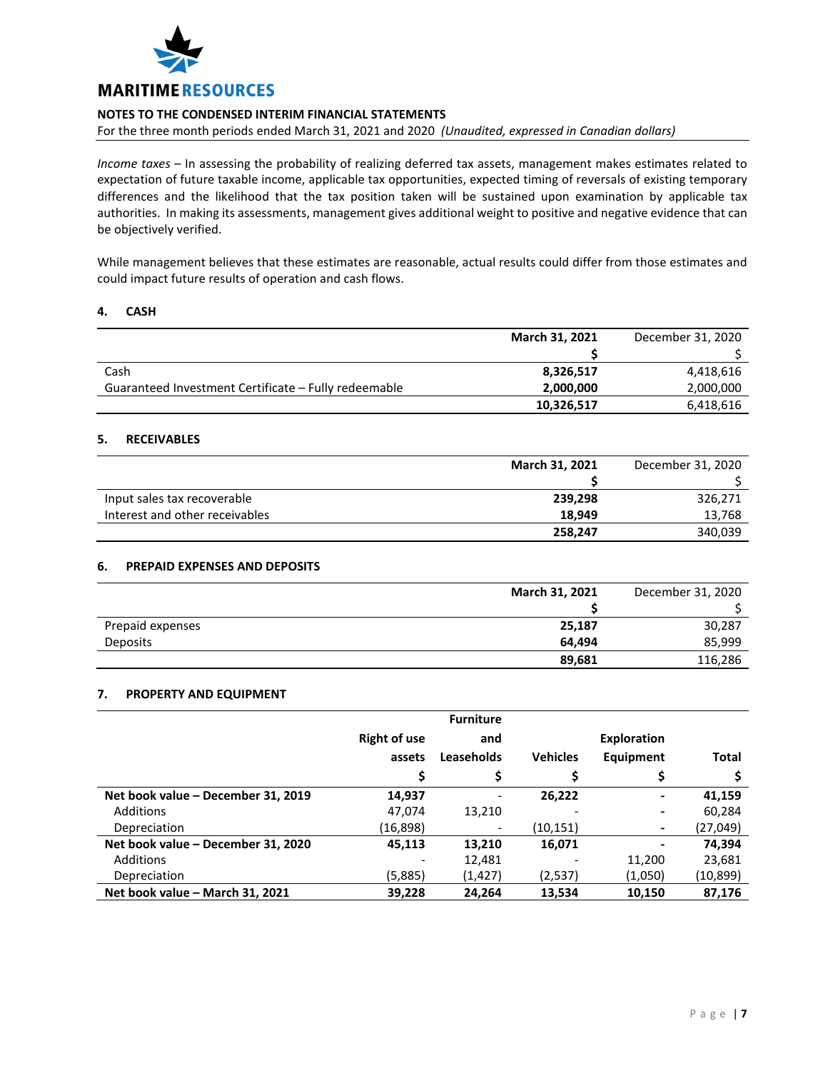*Income taxes* – In assessing the probability of realizing deferred tax assets, management makes estimates related to expectation of future taxable income, applicable tax opportunities, expected timing of reversals of existing temporary differences and the likelihood that the tax position taken will be sustained upon examination by applicable tax authorities. In making its assessments, management gives additional weight to positive and negative evidence that can be objectively verified.

While management believes that these estimates are reasonable, actual results could differ from those estimates and could impact future results of operation and cash flows.

### 4. CASH

| | **March 31, 2021** | December 31, 2020 |
|---|---|---|
| | **$** | $ |
| Cash | **8,326,517** | 4,418,616 |
| Guaranteed Investment Certificate – Fully redeemable | **2,000,000** | 2,000,000 |
| | **10,326,517** | 6,418,616 |

### 5. RECEIVABLES

| | **March 31, 2021** | December 31, 2020 |
|---|---|---|
| | **$** | $ |
| Input sales tax recoverable | **239,298** | 326,271 |
| Interest and other receivables | **18,949** | 13,768 |
| | **258,247** | 340,039 |

### 6. PREPAID EXPENSES AND DEPOSITS

| | **March 31, 2021** | December 31, 2020 |
|---|---|---|
| | **$** | $ |
| Prepaid expenses | **25,187** | 30,287 |
| Deposits | **64,494** | 85,999 |
| | **89,681** | 116,286 |

### 7. PROPERTY AND EQUIPMENT

| | **Right of use assets** | **Furniture and Leaseholds** | **Vehicles** | **Exploration Equipment** | **Total** |
|---|---|---|---|---|---|
| | **$** | **$** | **$** | **$** | **$** |
| **Net book value – December 31, 2019** | **14,937** | - | **26,222** | - | **41,159** |
| Additions | 47,074 | 13,210 | - | - | 60,284 |
| Depreciation | (16,898) | - | (10,151) | - | (27,049) |
| **Net book value – December 31, 2020** | **45,113** | **13,210** | **16,071** | - | **74,394** |
| Additions | - | 12,481 | - | 11,200 | 23,681 |
| Depreciation | (5,885) | (1,427) | (2,537) | (1,050) | (10,899) |
| **Net book value – March 31, 2021** | **39,228** | **24,264** | **13,534** | **10,150** | **87,176** |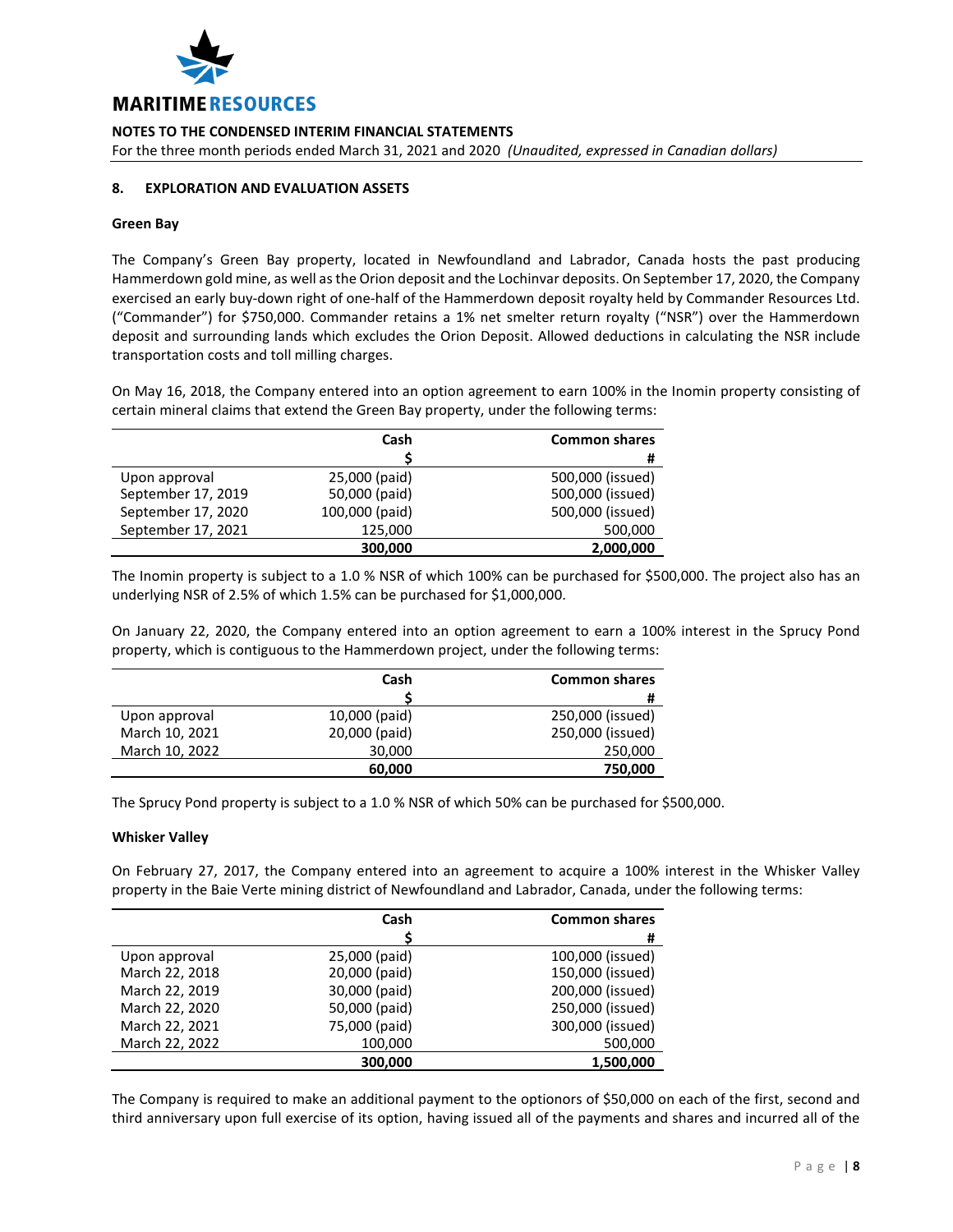## 8. EXPLORATION AND EVALUATION ASSETS

### Green Bay

The Company's Green Bay property, located in Newfoundland and Labrador, Canada hosts the past producing Hammerdown gold mine, as well as the Orion deposit and the Lochinvar deposits. On September 17, 2020, the Company exercised an early buy-down right of one-half of the Hammerdown deposit royalty held by Commander Resources Ltd. ("Commander") for $750,000. Commander retains a 1% net smelter return royalty ("NSR") over the Hammerdown deposit and surrounding lands which excludes the Orion Deposit. Allowed deductions in calculating the NSR include transportation costs and toll milling charges.

On May 16, 2018, the Company entered into an option agreement to earn 100% in the Inomin property consisting of certain mineral claims that extend the Green Bay property, under the following terms:

| | Cash<br>$ | Common shares<br># |
|---|---:|---:|
| Upon approval | 25,000 (paid) | 500,000 (issued) |
| September 17, 2019 | 50,000 (paid) | 500,000 (issued) |
| September 17, 2020 | 100,000 (paid) | 500,000 (issued) |
| September 17, 2021 | 125,000 | 500,000 |
| | **300,000** | **2,000,000** |

The Inomin property is subject to a 1.0 % NSR of which 100% can be purchased for $500,000. The project also has an underlying NSR of 2.5% of which 1.5% can be purchased for $1,000,000.

On January 22, 2020, the Company entered into an option agreement to earn a 100% interest in the Sprucy Pond property, which is contiguous to the Hammerdown project, under the following terms:

| | Cash<br>$ | Common shares<br># |
|---|---:|---:|
| Upon approval | 10,000 (paid) | 250,000 (issued) |
| March 10, 2021 | 20,000 (paid) | 250,000 (issued) |
| March 10, 2022 | 30,000 | 250,000 |
| | **60,000** | **750,000** |

The Sprucy Pond property is subject to a 1.0 % NSR of which 50% can be purchased for $500,000.

### Whisker Valley

On February 27, 2017, the Company entered into an agreement to acquire a 100% interest in the Whisker Valley property in the Baie Verte mining district of Newfoundland and Labrador, Canada, under the following terms:

| | Cash<br>$ | Common shares<br># |
|---|---:|---:|
| Upon approval | 25,000 (paid) | 100,000 (issued) |
| March 22, 2018 | 20,000 (paid) | 150,000 (issued) |
| March 22, 2019 | 30,000 (paid) | 200,000 (issued) |
| March 22, 2020 | 50,000 (paid) | 250,000 (issued) |
| March 22, 2021 | 75,000 (paid) | 300,000 (issued) |
| March 22, 2022 | 100,000 | 500,000 |
| | **300,000** | **1,500,000** |

The Company is required to make an additional payment to the optionors of $50,000 on each of the first, second and third anniversary upon full exercise of its option, having issued all of the payments and shares and incurred all of the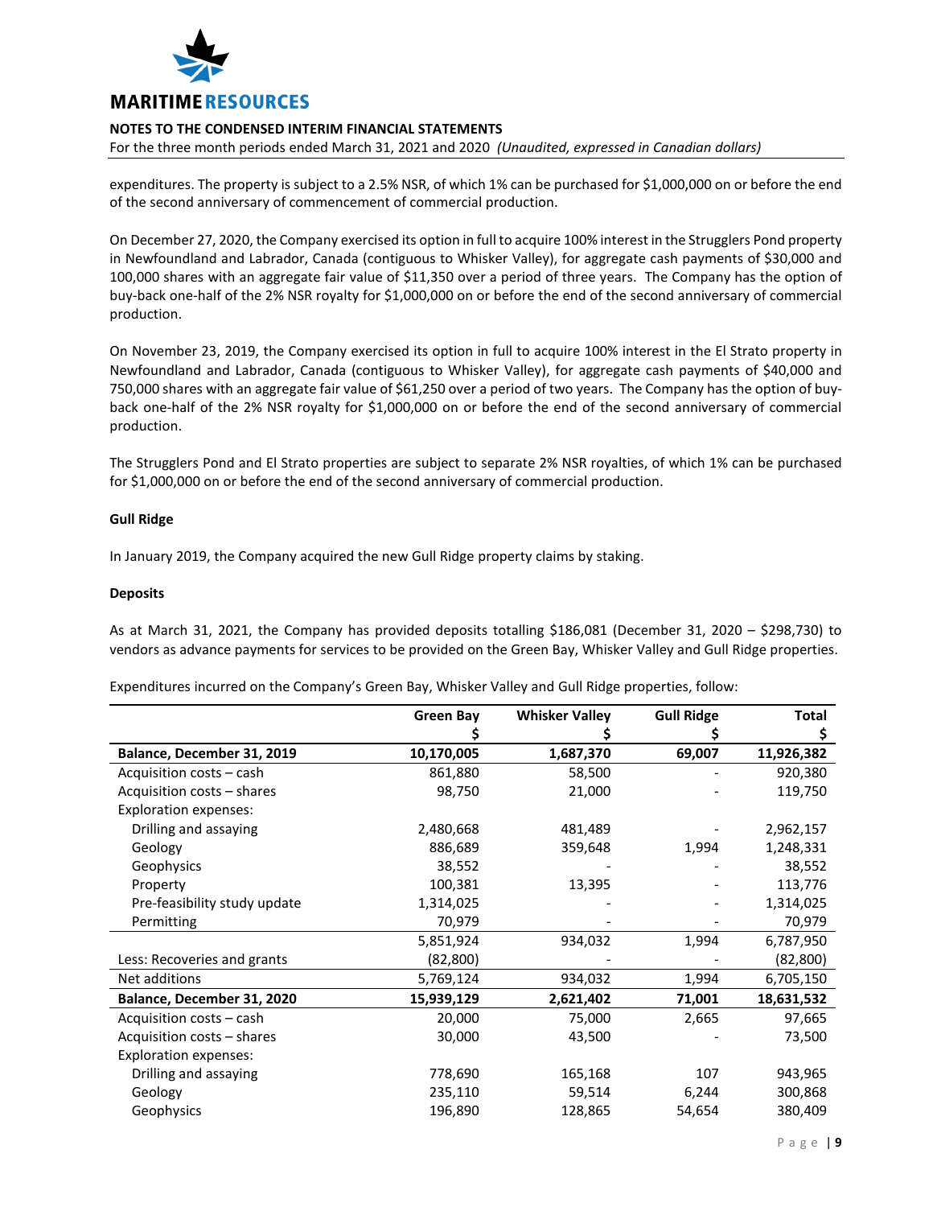expenditures. The property is subject to a 2.5% NSR, of which 1% can be purchased for $1,000,000 on or before the end of the second anniversary of commencement of commercial production.

On December 27, 2020, the Company exercised its option in full to acquire 100% interest in the Strugglers Pond property in Newfoundland and Labrador, Canada (contiguous to Whisker Valley), for aggregate cash payments of $30,000 and 100,000 shares with an aggregate fair value of $11,350 over a period of three years. The Company has the option of buy-back one-half of the 2% NSR royalty for $1,000,000 on or before the end of the second anniversary of commercial production.

On November 23, 2019, the Company exercised its option in full to acquire 100% interest in the El Strato property in Newfoundland and Labrador, Canada (contiguous to Whisker Valley), for aggregate cash payments of $40,000 and 750,000 shares with an aggregate fair value of $61,250 over a period of two years. The Company has the option of buy-back one-half of the 2% NSR royalty for $1,000,000 on or before the end of the second anniversary of commercial production.

The Strugglers Pond and El Strato properties are subject to separate 2% NSR royalties, of which 1% can be purchased for $1,000,000 on or before the end of the second anniversary of commercial production.

**Gull Ridge**

In January 2019, the Company acquired the new Gull Ridge property claims by staking.

**Deposits**

As at March 31, 2021, the Company has provided deposits totalling $186,081 (December 31, 2020 – $298,730) to vendors as advance payments for services to be provided on the Green Bay, Whisker Valley and Gull Ridge properties.

Expenditures incurred on the Company's Green Bay, Whisker Valley and Gull Ridge properties, follow:

| | Green Bay<br>$ | Whisker Valley<br>$ | Gull Ridge<br>$ | Total<br>$ |
|---|---|---|---|---|
| **Balance, December 31, 2019** | **10,170,005** | **1,687,370** | **69,007** | **11,926,382** |
| Acquisition costs – cash | 861,880 | 58,500 | - | 920,380 |
| Acquisition costs – shares | 98,750 | 21,000 | - | 119,750 |
| Exploration expenses: | | | | |
| Drilling and assaying | 2,480,668 | 481,489 | - | 2,962,157 |
| Geology | 886,689 | 359,648 | 1,994 | 1,248,331 |
| Geophysics | 38,552 | - | - | 38,552 |
| Property | 100,381 | 13,395 | - | 113,776 |
| Pre-feasibility study update | 1,314,025 | - | - | 1,314,025 |
| Permitting | 70,979 | - | - | 70,979 |
| | 5,851,924 | 934,032 | 1,994 | 6,787,950 |
| Less: Recoveries and grants | (82,800) | - | - | (82,800) |
| Net additions | 5,769,124 | 934,032 | 1,994 | 6,705,150 |
| **Balance, December 31, 2020** | **15,939,129** | **2,621,402** | **71,001** | **18,631,532** |
| Acquisition costs – cash | 20,000 | 75,000 | 2,665 | 97,665 |
| Acquisition costs – shares | 30,000 | 43,500 | - | 73,500 |
| Exploration expenses: | | | | |
| Drilling and assaying | 778,690 | 165,168 | 107 | 943,965 |
| Geology | 235,110 | 59,514 | 6,244 | 300,868 |
| Geophysics | 196,890 | 128,865 | 54,654 | 380,409 |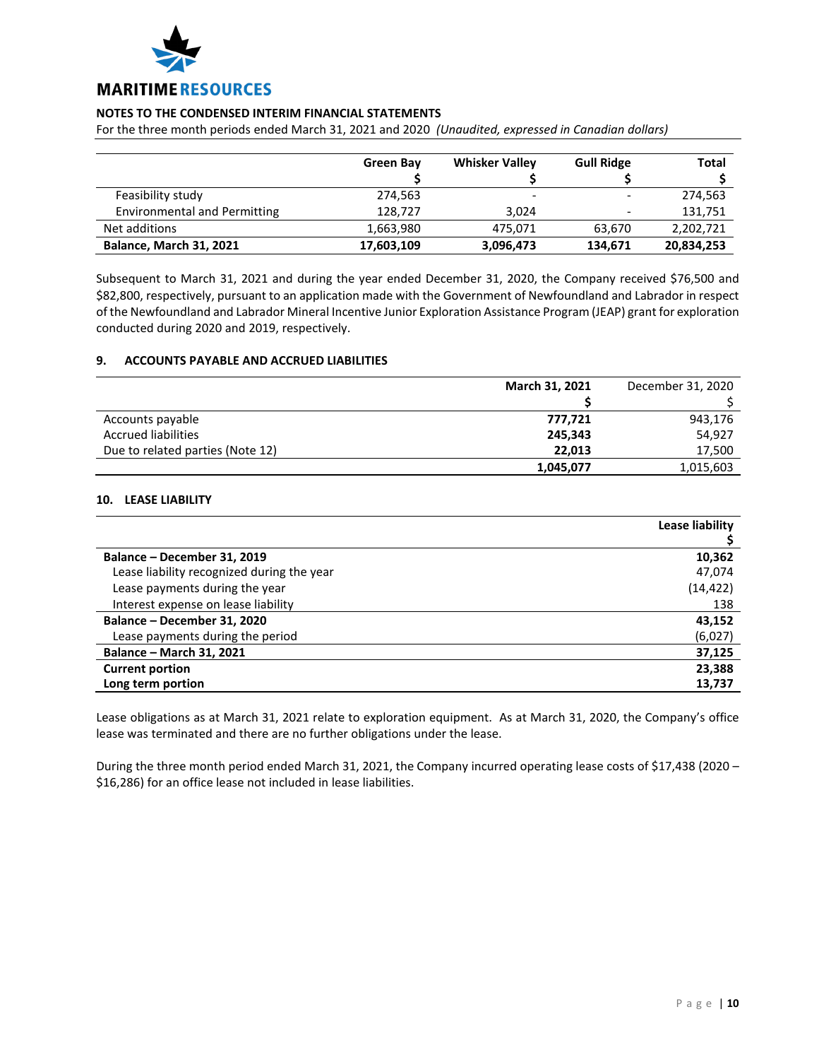**NOTES TO THE CONDENSED INTERIM FINANCIAL STATEMENTS**

For the three month periods ended March 31, 2021 and 2020 *(Unaudited, expressed in Canadian dollars)*

| | Green Bay<br>$ | Whisker Valley<br>$ | Gull Ridge<br>$ | Total<br>$ |
|---|---|---|---|---|
| Feasibility study | 274,563 | - | - | 274,563 |
| Environmental and Permitting | 128,727 | 3,024 | - | 131,751 |
| Net additions | 1,663,980 | 475,071 | 63,670 | 2,202,721 |
| **Balance, March 31, 2021** | **17,603,109** | **3,096,473** | **134,671** | **20,834,253** |

Subsequent to March 31, 2021 and during the year ended December 31, 2020, the Company received $76,500 and $82,800, respectively, pursuant to an application made with the Government of Newfoundland and Labrador in respect of the Newfoundland and Labrador Mineral Incentive Junior Exploration Assistance Program (JEAP) grant for exploration conducted during 2020 and 2019, respectively.

## 9. ACCOUNTS PAYABLE AND ACCRUED LIABILITIES

| | **March 31, 2021**<br>**$** | December 31, 2020<br>$ |
|---|---|---|
| Accounts payable | **777,721** | 943,176 |
| Accrued liabilities | **245,343** | 54,927 |
| Due to related parties (Note 12) | **22,013** | 17,500 |
| | **1,045,077** | 1,015,603 |

## 10. LEASE LIABILITY

| | **Lease liability**<br>**$** |
|---|---|
| **Balance – December 31, 2019** | **10,362** |
| Lease liability recognized during the year | 47,074 |
| Lease payments during the year | (14,422) |
| Interest expense on lease liability | 138 |
| **Balance – December 31, 2020** | **43,152** |
| Lease payments during the period | (6,027) |
| **Balance – March 31, 2021** | **37,125** |
| **Current portion** | **23,388** |
| **Long term portion** | **13,737** |

Lease obligations as at March 31, 2021 relate to exploration equipment. As at March 31, 2020, the Company's office lease was terminated and there are no further obligations under the lease.

During the three month period ended March 31, 2021, the Company incurred operating lease costs of $17,438 (2020 – $16,286) for an office lease not included in lease liabilities.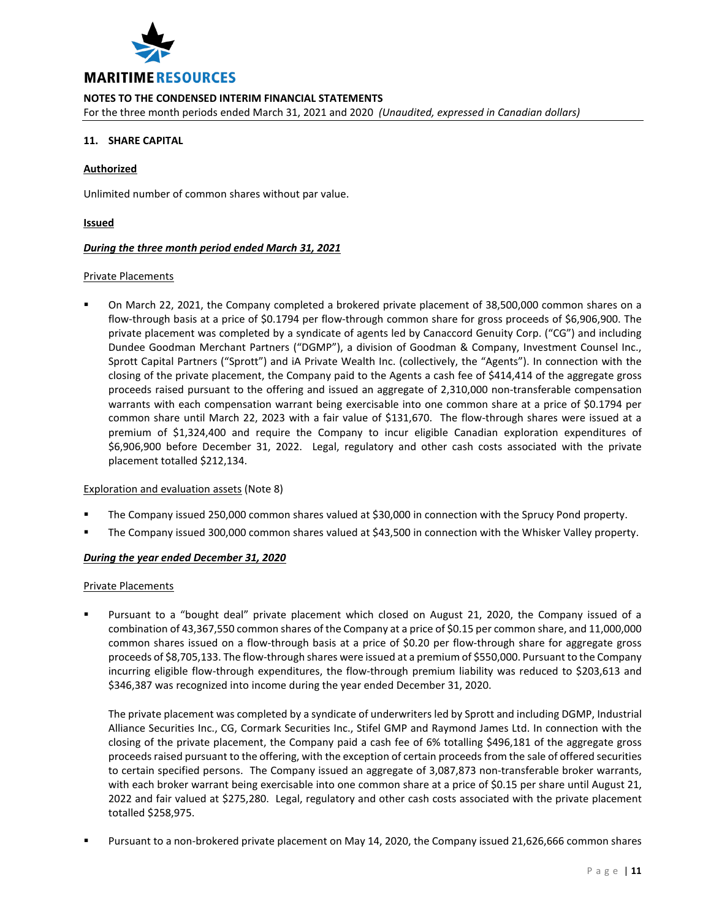## 11. SHARE CAPITAL

**Authorized**

Unlimited number of common shares without par value.

**Issued**

***During the three month period ended March 31, 2021***

Private Placements

- On March 22, 2021, the Company completed a brokered private placement of 38,500,000 common shares on a flow-through basis at a price of $0.1794 per flow-through common share for gross proceeds of $6,906,900. The private placement was completed by a syndicate of agents led by Canaccord Genuity Corp. ("CG") and including Dundee Goodman Merchant Partners ("DGMP"), a division of Goodman & Company, Investment Counsel Inc., Sprott Capital Partners ("Sprott") and iA Private Wealth Inc. (collectively, the "Agents"). In connection with the closing of the private placement, the Company paid to the Agents a cash fee of $414,414 of the aggregate gross proceeds raised pursuant to the offering and issued an aggregate of 2,310,000 non-transferable compensation warrants with each compensation warrant being exercisable into one common share at a price of $0.1794 per common share until March 22, 2023 with a fair value of $131,670. The flow-through shares were issued at a premium of $1,324,400 and require the Company to incur eligible Canadian exploration expenditures of $6,906,900 before December 31, 2022. Legal, regulatory and other cash costs associated with the private placement totalled $212,134.

Exploration and evaluation assets (Note 8)

- The Company issued 250,000 common shares valued at $30,000 in connection with the Sprucy Pond property.
- The Company issued 300,000 common shares valued at $43,500 in connection with the Whisker Valley property.

***During the year ended December 31, 2020***

Private Placements

- Pursuant to a "bought deal" private placement which closed on August 21, 2020, the Company issued of a combination of 43,367,550 common shares of the Company at a price of $0.15 per common share, and 11,000,000 common shares issued on a flow-through basis at a price of $0.20 per flow-through share for aggregate gross proceeds of $8,705,133. The flow-through shares were issued at a premium of $550,000. Pursuant to the Company incurring eligible flow-through expenditures, the flow-through premium liability was reduced to $203,613 and $346,387 was recognized into income during the year ended December 31, 2020.

  The private placement was completed by a syndicate of underwriters led by Sprott and including DGMP, Industrial Alliance Securities Inc., CG, Cormark Securities Inc., Stifel GMP and Raymond James Ltd. In connection with the closing of the private placement, the Company paid a cash fee of 6% totalling $496,181 of the aggregate gross proceeds raised pursuant to the offering, with the exception of certain proceeds from the sale of offered securities to certain specified persons. The Company issued an aggregate of 3,087,873 non-transferable broker warrants, with each broker warrant being exercisable into one common share at a price of $0.15 per share until August 21, 2022 and fair valued at $275,280. Legal, regulatory and other cash costs associated with the private placement totalled $258,975.

- Pursuant to a non-brokered private placement on May 14, 2020, the Company issued 21,626,666 common shares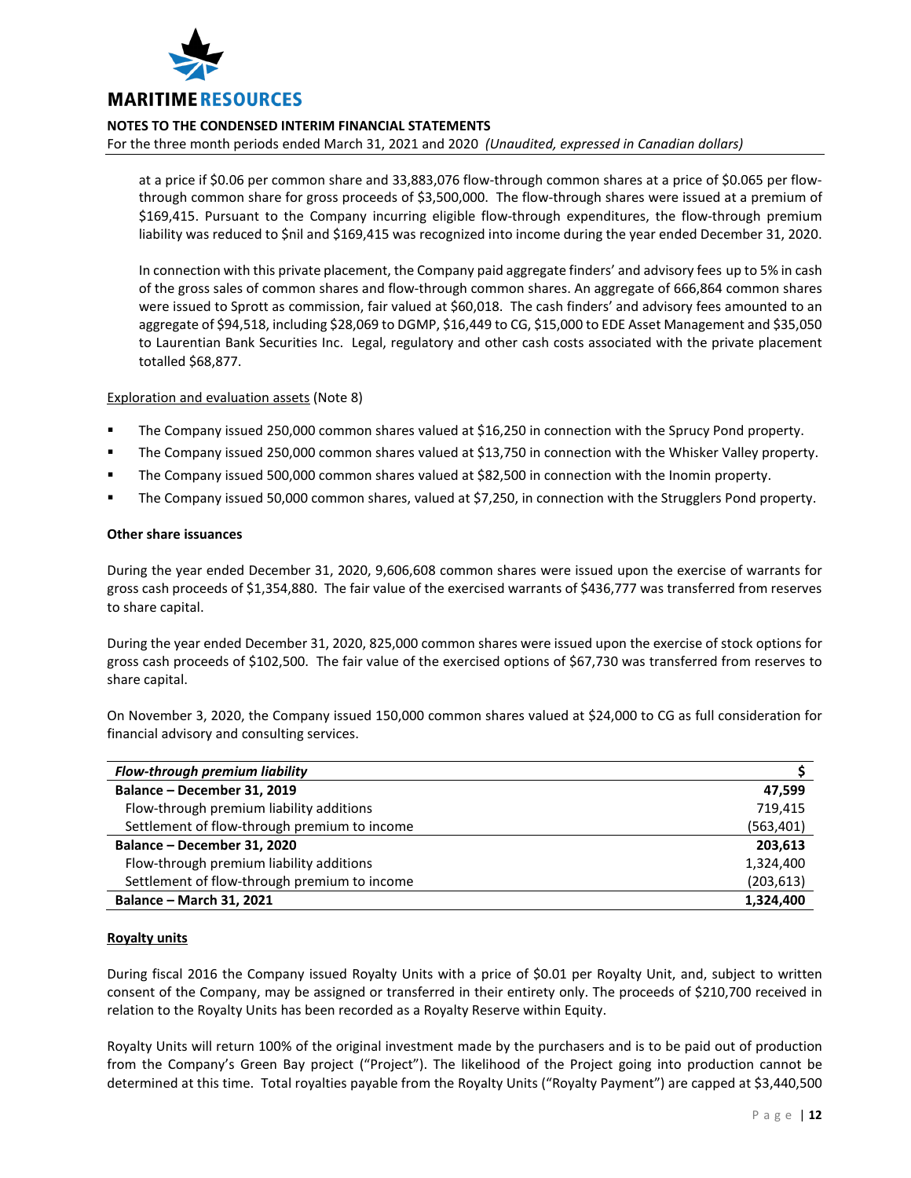at a price if $0.06 per common share and 33,883,076 flow-through common shares at a price of $0.065 per flow-through common share for gross proceeds of $3,500,000. The flow-through shares were issued at a premium of $169,415. Pursuant to the Company incurring eligible flow-through expenditures, the flow-through premium liability was reduced to $nil and $169,415 was recognized into income during the year ended December 31, 2020.

In connection with this private placement, the Company paid aggregate finders' and advisory fees up to 5% in cash of the gross sales of common shares and flow-through common shares. An aggregate of 666,864 common shares were issued to Sprott as commission, fair valued at $60,018. The cash finders' and advisory fees amounted to an aggregate of $94,518, including $28,069 to DGMP, $16,449 to CG, $15,000 to EDE Asset Management and $35,050 to Laurentian Bank Securities Inc. Legal, regulatory and other cash costs associated with the private placement totalled $68,877.

Exploration and evaluation assets (Note 8)

- The Company issued 250,000 common shares valued at $16,250 in connection with the Sprucy Pond property.
- The Company issued 250,000 common shares valued at $13,750 in connection with the Whisker Valley property.
- The Company issued 500,000 common shares valued at $82,500 in connection with the Inomin property.
- The Company issued 50,000 common shares, valued at $7,250, in connection with the Strugglers Pond property.

**Other share issuances**

During the year ended December 31, 2020, 9,606,608 common shares were issued upon the exercise of warrants for gross cash proceeds of $1,354,880. The fair value of the exercised warrants of $436,777 was transferred from reserves to share capital.

During the year ended December 31, 2020, 825,000 common shares were issued upon the exercise of stock options for gross cash proceeds of $102,500. The fair value of the exercised options of $67,730 was transferred from reserves to share capital.

On November 3, 2020, the Company issued 150,000 common shares valued at $24,000 to CG as full consideration for financial advisory and consulting services.

| *Flow-through premium liability* | $ |
|---|---|
| **Balance – December 31, 2019** | **47,599** |
| Flow-through premium liability additions | 719,415 |
| Settlement of flow-through premium to income | (563,401) |
| **Balance – December 31, 2020** | **203,613** |
| Flow-through premium liability additions | 1,324,400 |
| Settlement of flow-through premium to income | (203,613) |
| **Balance – March 31, 2021** | **1,324,400** |

**Royalty units**

During fiscal 2016 the Company issued Royalty Units with a price of $0.01 per Royalty Unit, and, subject to written consent of the Company, may be assigned or transferred in their entirety only. The proceeds of $210,700 received in relation to the Royalty Units has been recorded as a Royalty Reserve within Equity.

Royalty Units will return 100% of the original investment made by the purchasers and is to be paid out of production from the Company's Green Bay project ("Project"). The likelihood of the Project going into production cannot be determined at this time. Total royalties payable from the Royalty Units ("Royalty Payment") are capped at $3,440,500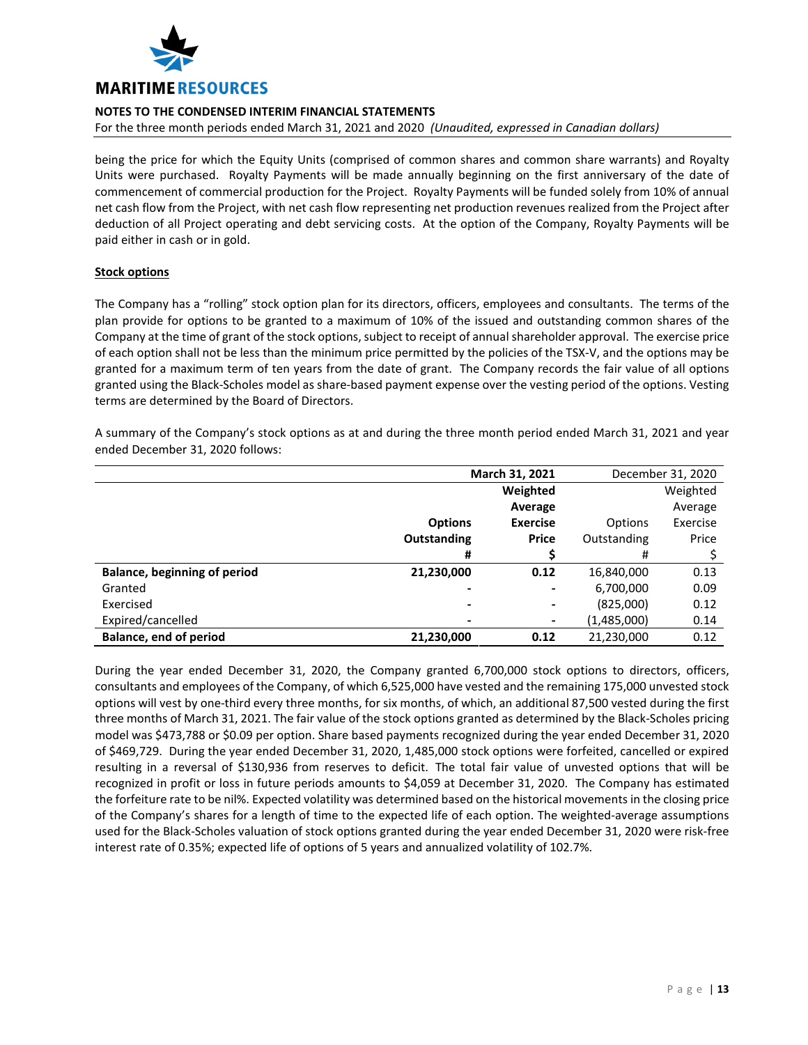being the price for which the Equity Units (comprised of common shares and common share warrants) and Royalty Units were purchased. Royalty Payments will be made annually beginning on the first anniversary of the date of commencement of commercial production for the Project. Royalty Payments will be funded solely from 10% of annual net cash flow from the Project, with net cash flow representing net production revenues realized from the Project after deduction of all Project operating and debt servicing costs. At the option of the Company, Royalty Payments will be paid either in cash or in gold.

**Stock options**

The Company has a "rolling" stock option plan for its directors, officers, employees and consultants. The terms of the plan provide for options to be granted to a maximum of 10% of the issued and outstanding common shares of the Company at the time of grant of the stock options, subject to receipt of annual shareholder approval. The exercise price of each option shall not be less than the minimum price permitted by the policies of the TSX-V, and the options may be granted for a maximum term of ten years from the date of grant. The Company records the fair value of all options granted using the Black-Scholes model as share-based payment expense over the vesting period of the options. Vesting terms are determined by the Board of Directors.

A summary of the Company's stock options as at and during the three month period ended March 31, 2021 and year ended December 31, 2020 follows:

| | **March 31, 2021** | | December 31, 2020 | |
|---|---|---|---|---|
| | **Options Outstanding** | **Weighted Average Exercise Price** | Options Outstanding | Weighted Average Exercise Price |
| | **#** | **$** | # | $ |
| **Balance, beginning of period** | **21,230,000** | **0.12** | 16,840,000 | 0.13 |
| Granted | - | - | 6,700,000 | 0.09 |
| Exercised | - | - | (825,000) | 0.12 |
| Expired/cancelled | - | - | (1,485,000) | 0.14 |
| **Balance, end of period** | **21,230,000** | **0.12** | 21,230,000 | 0.12 |

During the year ended December 31, 2020, the Company granted 6,700,000 stock options to directors, officers, consultants and employees of the Company, of which 6,525,000 have vested and the remaining 175,000 unvested stock options will vest by one-third every three months, for six months, of which, an additional 87,500 vested during the first three months of March 31, 2021. The fair value of the stock options granted as determined by the Black-Scholes pricing model was $473,788 or $0.09 per option. Share based payments recognized during the year ended December 31, 2020 of $469,729. During the year ended December 31, 2020, 1,485,000 stock options were forfeited, cancelled or expired resulting in a reversal of $130,936 from reserves to deficit. The total fair value of unvested options that will be recognized in profit or loss in future periods amounts to $4,059 at December 31, 2020. The Company has estimated the forfeiture rate to be nil%. Expected volatility was determined based on the historical movements in the closing price of the Company's shares for a length of time to the expected life of each option. The weighted-average assumptions used for the Black-Scholes valuation of stock options granted during the year ended December 31, 2020 were risk-free interest rate of 0.35%; expected life of options of 5 years and annualized volatility of 102.7%.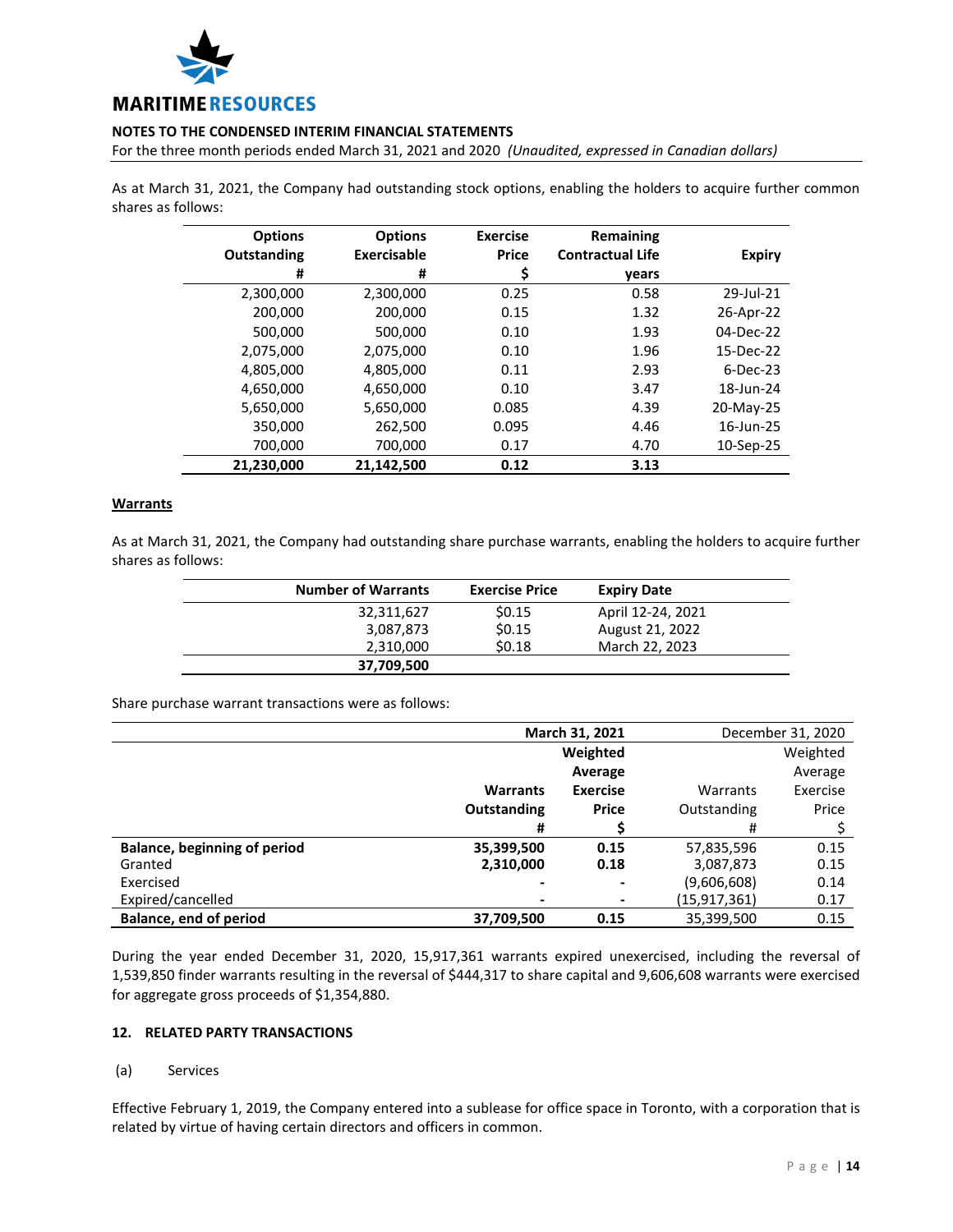As at March 31, 2021, the Company had outstanding stock options, enabling the holders to acquire further common shares as follows:

| Options Outstanding # | Options Exercisable # | Exercise Price $ | Remaining Contractual Life years | Expiry |
|---|---|---|---|---|
| 2,300,000 | 2,300,000 | 0.25 | 0.58 | 29-Jul-21 |
| 200,000 | 200,000 | 0.15 | 1.32 | 26-Apr-22 |
| 500,000 | 500,000 | 0.10 | 1.93 | 04-Dec-22 |
| 2,075,000 | 2,075,000 | 0.10 | 1.96 | 15-Dec-22 |
| 4,805,000 | 4,805,000 | 0.11 | 2.93 | 6-Dec-23 |
| 4,650,000 | 4,650,000 | 0.10 | 3.47 | 18-Jun-24 |
| 5,650,000 | 5,650,000 | 0.085 | 4.39 | 20-May-25 |
| 350,000 | 262,500 | 0.095 | 4.46 | 16-Jun-25 |
| 700,000 | 700,000 | 0.17 | 4.70 | 10-Sep-25 |
| **21,230,000** | **21,142,500** | **0.12** | **3.13** | |

**Warrants**

As at March 31, 2021, the Company had outstanding share purchase warrants, enabling the holders to acquire further shares as follows:

| Number of Warrants | Exercise Price | Expiry Date |
|---|---|---|
| 32,311,627 | $0.15 | April 12-24, 2021 |
| 3,087,873 | $0.15 | August 21, 2022 |
| 2,310,000 | $0.18 | March 22, 2023 |
| **37,709,500** | | |

Share purchase warrant transactions were as follows:

| | **March 31, 2021** | | December 31, 2020 | |
|---|---|---|---|---|
| | **Warrants Outstanding #** | **Weighted Average Exercise Price $** | Warrants Outstanding # | Weighted Average Exercise Price $ |
| **Balance, beginning of period** | **35,399,500** | **0.15** | 57,835,596 | 0.15 |
| Granted | **2,310,000** | **0.18** | 3,087,873 | 0.15 |
| Exercised | **-** | **-** | (9,606,608) | 0.14 |
| Expired/cancelled | **-** | **-** | (15,917,361) | 0.17 |
| **Balance, end of period** | **37,709,500** | **0.15** | 35,399,500 | 0.15 |

During the year ended December 31, 2020, 15,917,361 warrants expired unexercised, including the reversal of 1,539,850 finder warrants resulting in the reversal of $444,317 to share capital and 9,606,608 warrants were exercised for aggregate gross proceeds of $1,354,880.

## 12. RELATED PARTY TRANSACTIONS

(a) Services

Effective February 1, 2019, the Company entered into a sublease for office space in Toronto, with a corporation that is related by virtue of having certain directors and officers in common.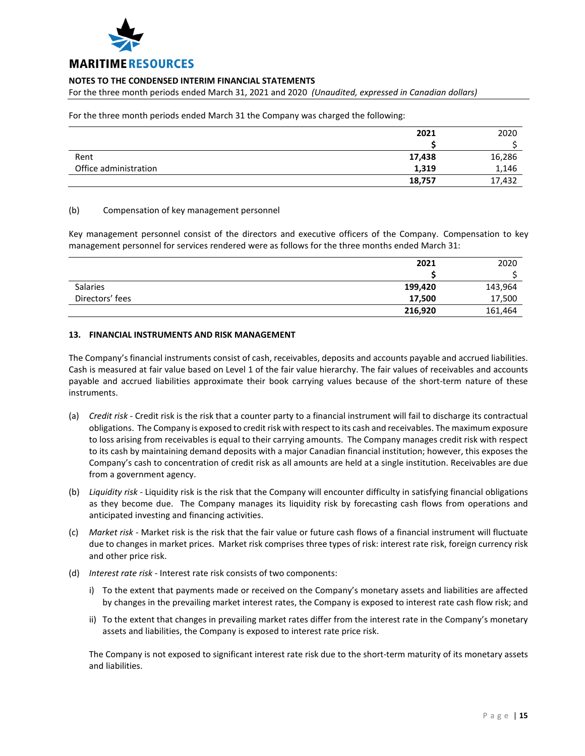For the three month periods ended March 31 the Company was charged the following:

| | 2021 | 2020 |
|---|---|---|
| | **$** | $ |
| Rent | **17,438** | 16,286 |
| Office administration | **1,319** | 1,146 |
| | **18,757** | 17,432 |

(b) Compensation of key management personnel

Key management personnel consist of the directors and executive officers of the Company. Compensation to key management personnel for services rendered were as follows for the three months ended March 31:

| | 2021 | 2020 |
|---|---|---|
| | **$** | $ |
| Salaries | **199,420** | 143,964 |
| Directors' fees | **17,500** | 17,500 |
| | **216,920** | 161,464 |

## 13. FINANCIAL INSTRUMENTS AND RISK MANAGEMENT

The Company's financial instruments consist of cash, receivables, deposits and accounts payable and accrued liabilities. Cash is measured at fair value based on Level 1 of the fair value hierarchy. The fair values of receivables and accounts payable and accrued liabilities approximate their book carrying values because of the short-term nature of these instruments.

(a) *Credit risk* - Credit risk is the risk that a counter party to a financial instrument will fail to discharge its contractual obligations. The Company is exposed to credit risk with respect to its cash and receivables. The maximum exposure to loss arising from receivables is equal to their carrying amounts. The Company manages credit risk with respect to its cash by maintaining demand deposits with a major Canadian financial institution; however, this exposes the Company's cash to concentration of credit risk as all amounts are held at a single institution. Receivables are due from a government agency.

(b) *Liquidity risk* - Liquidity risk is the risk that the Company will encounter difficulty in satisfying financial obligations as they become due. The Company manages its liquidity risk by forecasting cash flows from operations and anticipated investing and financing activities.

(c) *Market risk* - Market risk is the risk that the fair value or future cash flows of a financial instrument will fluctuate due to changes in market prices. Market risk comprises three types of risk: interest rate risk, foreign currency risk and other price risk.

(d) *Interest rate risk* - Interest rate risk consists of two components:

i) To the extent that payments made or received on the Company's monetary assets and liabilities are affected by changes in the prevailing market interest rates, the Company is exposed to interest rate cash flow risk; and

ii) To the extent that changes in prevailing market rates differ from the interest rate in the Company's monetary assets and liabilities, the Company is exposed to interest rate price risk.

The Company is not exposed to significant interest rate risk due to the short-term maturity of its monetary assets and liabilities.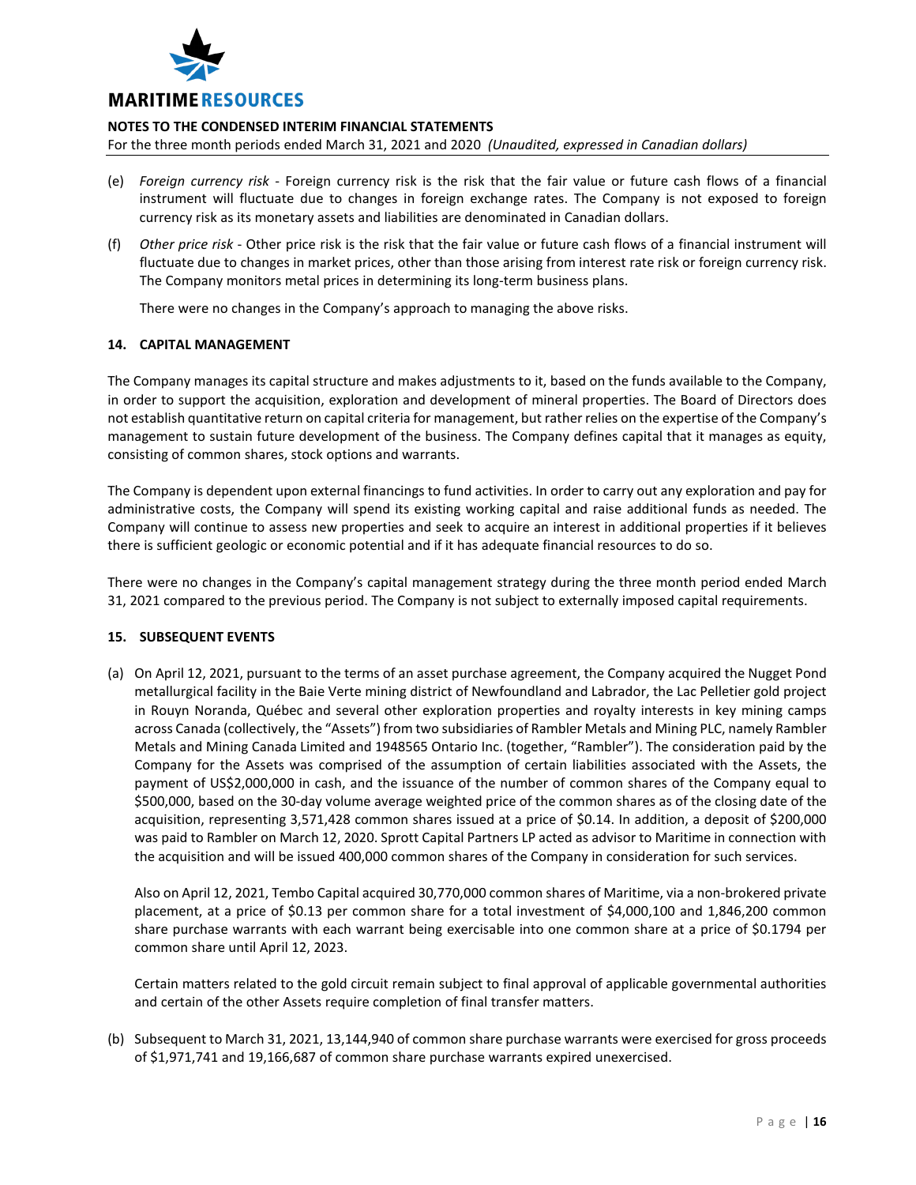(e) *Foreign currency risk* - Foreign currency risk is the risk that the fair value or future cash flows of a financial instrument will fluctuate due to changes in foreign exchange rates. The Company is not exposed to foreign currency risk as its monetary assets and liabilities are denominated in Canadian dollars.

(f) *Other price risk* - Other price risk is the risk that the fair value or future cash flows of a financial instrument will fluctuate due to changes in market prices, other than those arising from interest rate risk or foreign currency risk. The Company monitors metal prices in determining its long-term business plans.

There were no changes in the Company's approach to managing the above risks.

## 14. CAPITAL MANAGEMENT

The Company manages its capital structure and makes adjustments to it, based on the funds available to the Company, in order to support the acquisition, exploration and development of mineral properties. The Board of Directors does not establish quantitative return on capital criteria for management, but rather relies on the expertise of the Company's management to sustain future development of the business. The Company defines capital that it manages as equity, consisting of common shares, stock options and warrants.

The Company is dependent upon external financings to fund activities. In order to carry out any exploration and pay for administrative costs, the Company will spend its existing working capital and raise additional funds as needed. The Company will continue to assess new properties and seek to acquire an interest in additional properties if it believes there is sufficient geologic or economic potential and if it has adequate financial resources to do so.

There were no changes in the Company's capital management strategy during the three month period ended March 31, 2021 compared to the previous period. The Company is not subject to externally imposed capital requirements.

## 15. SUBSEQUENT EVENTS

(a) On April 12, 2021, pursuant to the terms of an asset purchase agreement, the Company acquired the Nugget Pond metallurgical facility in the Baie Verte mining district of Newfoundland and Labrador, the Lac Pelletier gold project in Rouyn Noranda, Québec and several other exploration properties and royalty interests in key mining camps across Canada (collectively, the "Assets") from two subsidiaries of Rambler Metals and Mining PLC, namely Rambler Metals and Mining Canada Limited and 1948565 Ontario Inc. (together, "Rambler"). The consideration paid by the Company for the Assets was comprised of the assumption of certain liabilities associated with the Assets, the payment of US$2,000,000 in cash, and the issuance of the number of common shares of the Company equal to $500,000, based on the 30-day volume average weighted price of the common shares as of the closing date of the acquisition, representing 3,571,428 common shares issued at a price of $0.14. In addition, a deposit of $200,000 was paid to Rambler on March 12, 2020. Sprott Capital Partners LP acted as advisor to Maritime in connection with the acquisition and will be issued 400,000 common shares of the Company in consideration for such services.

   Also on April 12, 2021, Tembo Capital acquired 30,770,000 common shares of Maritime, via a non-brokered private placement, at a price of $0.13 per common share for a total investment of $4,000,100 and 1,846,200 common share purchase warrants with each warrant being exercisable into one common share at a price of $0.1794 per common share until April 12, 2023.

   Certain matters related to the gold circuit remain subject to final approval of applicable governmental authorities and certain of the other Assets require completion of final transfer matters.

(b) Subsequent to March 31, 2021, 13,144,940 of common share purchase warrants were exercised for gross proceeds of $1,971,741 and 19,166,687 of common share purchase warrants expired unexercised.